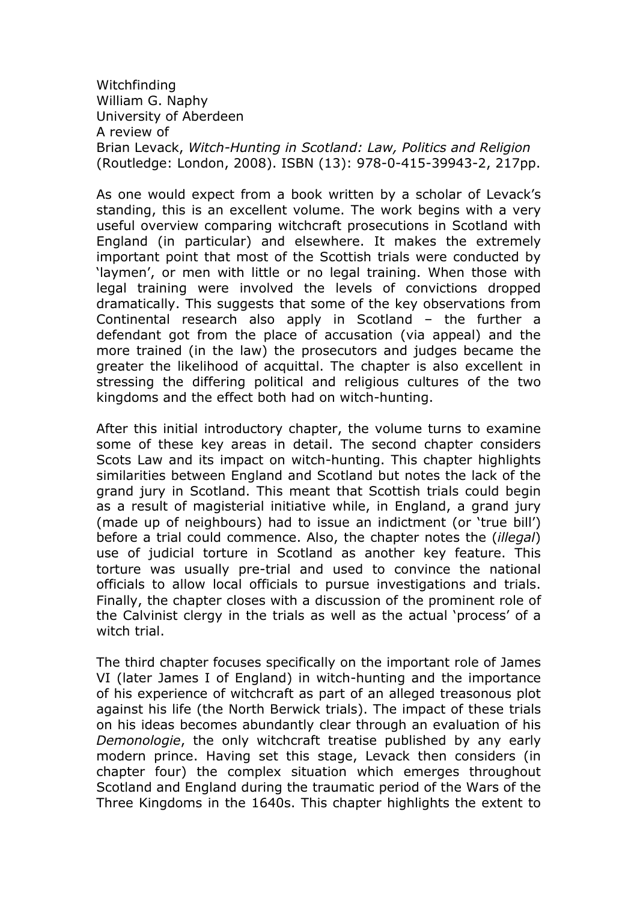Witchfinding
William G. Naphy
University of Aberdeen
A review of
Brian Levack, *Witch-Hunting in Scotland: Law, Politics and Religion* (Routledge: London, 2008). ISBN (13): 978-0-415-39943-2, 217pp.

As one would expect from a book written by a scholar of Levack's standing, this is an excellent volume. The work begins with a very useful overview comparing witchcraft prosecutions in Scotland with England (in particular) and elsewhere. It makes the extremely important point that most of the Scottish trials were conducted by 'laymen', or men with little or no legal training. When those with legal training were involved the levels of convictions dropped dramatically. This suggests that some of the key observations from Continental research also apply in Scotland – the further a defendant got from the place of accusation (via appeal) and the more trained (in the law) the prosecutors and judges became the greater the likelihood of acquittal. The chapter is also excellent in stressing the differing political and religious cultures of the two kingdoms and the effect both had on witch-hunting.

After this initial introductory chapter, the volume turns to examine some of these key areas in detail. The second chapter considers Scots Law and its impact on witch-hunting. This chapter highlights similarities between England and Scotland but notes the lack of the grand jury in Scotland. This meant that Scottish trials could begin as a result of magisterial initiative while, in England, a grand jury (made up of neighbours) had to issue an indictment (or 'true bill') before a trial could commence. Also, the chapter notes the (*illegal*) use of judicial torture in Scotland as another key feature. This torture was usually pre-trial and used to convince the national officials to allow local officials to pursue investigations and trials. Finally, the chapter closes with a discussion of the prominent role of the Calvinist clergy in the trials as well as the actual 'process' of a witch trial.

The third chapter focuses specifically on the important role of James VI (later James I of England) in witch-hunting and the importance of his experience of witchcraft as part of an alleged treasonous plot against his life (the North Berwick trials). The impact of these trials on his ideas becomes abundantly clear through an evaluation of his *Demonologie*, the only witchcraft treatise published by any early modern prince. Having set this stage, Levack then considers (in chapter four) the complex situation which emerges throughout Scotland and England during the traumatic period of the Wars of the Three Kingdoms in the 1640s. This chapter highlights the extent to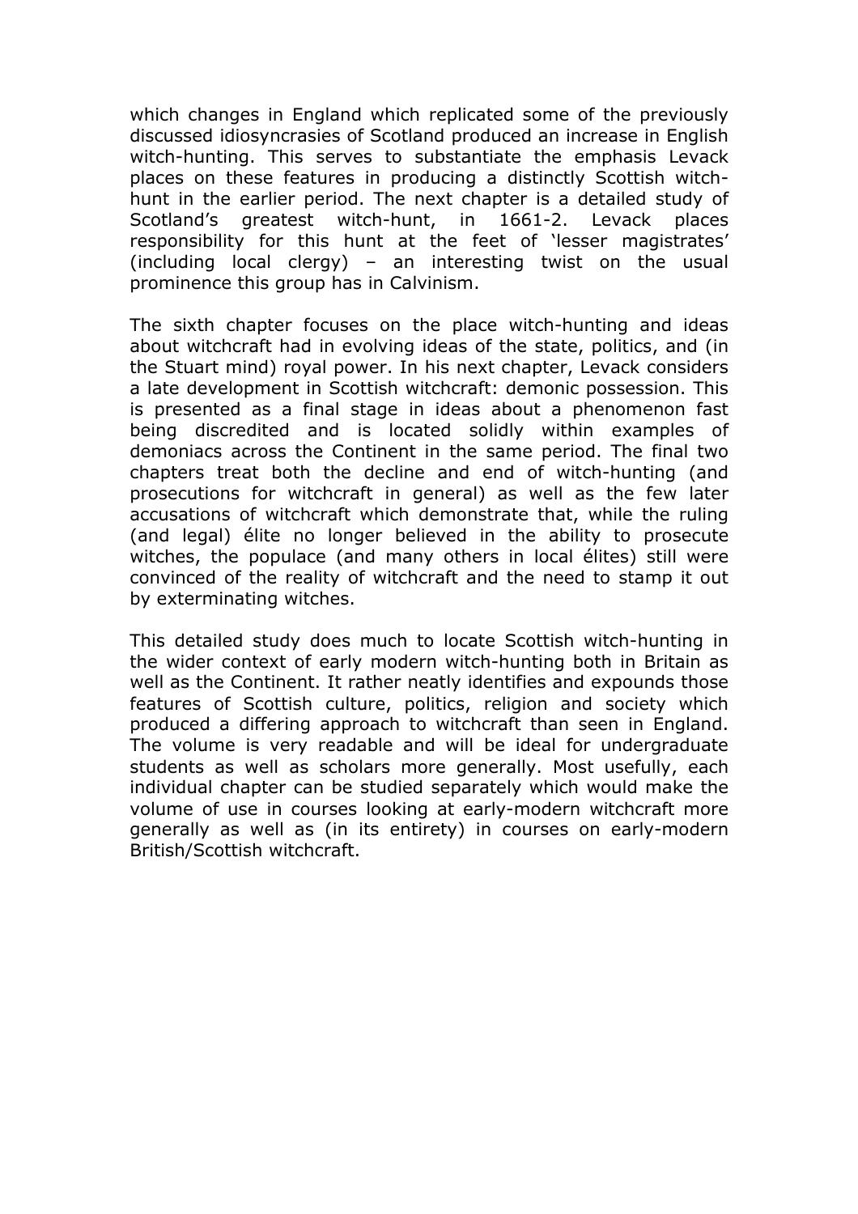which changes in England which replicated some of the previously discussed idiosyncrasies of Scotland produced an increase in English witch-hunting. This serves to substantiate the emphasis Levack places on these features in producing a distinctly Scottish witch-hunt in the earlier period. The next chapter is a detailed study of Scotland's greatest witch-hunt, in 1661-2. Levack places responsibility for this hunt at the feet of 'lesser magistrates' (including local clergy) – an interesting twist on the usual prominence this group has in Calvinism.

The sixth chapter focuses on the place witch-hunting and ideas about witchcraft had in evolving ideas of the state, politics, and (in the Stuart mind) royal power. In his next chapter, Levack considers a late development in Scottish witchcraft: demonic possession. This is presented as a final stage in ideas about a phenomenon fast being discredited and is located solidly within examples of demoniacs across the Continent in the same period. The final two chapters treat both the decline and end of witch-hunting (and prosecutions for witchcraft in general) as well as the few later accusations of witchcraft which demonstrate that, while the ruling (and legal) élite no longer believed in the ability to prosecute witches, the populace (and many others in local élites) still were convinced of the reality of witchcraft and the need to stamp it out by exterminating witches.

This detailed study does much to locate Scottish witch-hunting in the wider context of early modern witch-hunting both in Britain as well as the Continent. It rather neatly identifies and expounds those features of Scottish culture, politics, religion and society which produced a differing approach to witchcraft than seen in England. The volume is very readable and will be ideal for undergraduate students as well as scholars more generally. Most usefully, each individual chapter can be studied separately which would make the volume of use in courses looking at early-modern witchcraft more generally as well as (in its entirety) in courses on early-modern British/Scottish witchcraft.